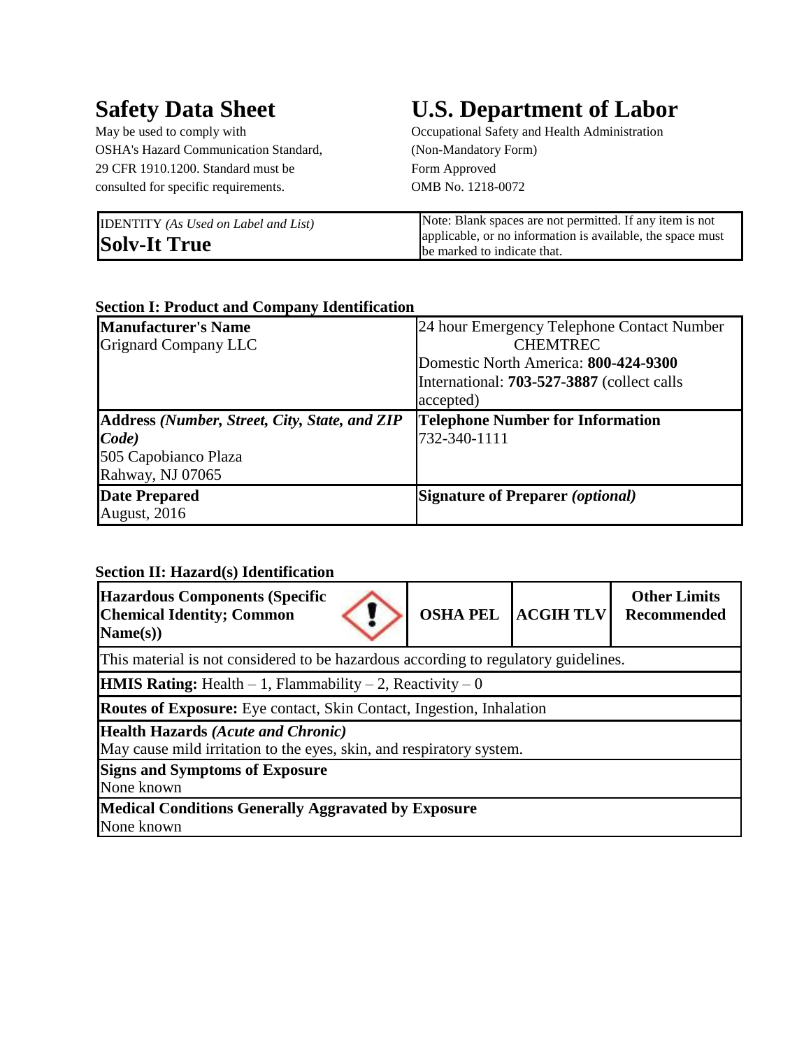# Safety Data Sheet

May be used to comply with OSHA's Hazard Communication Standard, 29 CFR 1910.1200. Standard must be consulted for specific requirements.

# U.S. Department of Labor

Occupational Safety and Health Administration
(Non-Mandatory Form)
Form Approved
OMB No. 1218-0072

| IDENTITY *(As Used on Label and List)* **Solv-It True** | Note: Blank spaces are not permitted. If any item is not applicable, or no information is available, the space must be marked to indicate that. |
|---|---|

### Section I: Product and Company Identification

| **Manufacturer's Name** Grignard Company LLC | 24 hour Emergency Telephone Contact Number CHEMTREC Domestic North America: **800-424-9300** International: **703-527-3887** (collect calls accepted) |
|---|---|
| **Address** ***(Number, Street, City, State, and ZIP Code)*** 505 Capobianco Plaza Rahway, NJ 07065 | **Telephone Number for Information** 732-340-1111 |
| **Date Prepared** August, 2016 | **Signature of Preparer** ***(optional)*** |

### Section II: Hazard(s) Identification

| **Hazardous Components (Specific Chemical Identity; Common Name(s))** | **OSHA PEL** | **ACGIH TLV** | **Other Limits Recommended** |
|---|---|---|---|
| This material is not considered to be hazardous according to regulatory guidelines. | | | |
| **HMIS Rating:** Health – 1, Flammability – 2, Reactivity – 0 | | | |
| **Routes of Exposure:** Eye contact, Skin Contact, Ingestion, Inhalation | | | |
| **Health Hazards** ***(Acute and Chronic)*** May cause mild irritation to the eyes, skin, and respiratory system. | | | |
| **Signs and Symptoms of Exposure** None known | | | |
| **Medical Conditions Generally Aggravated by Exposure** None known | | | |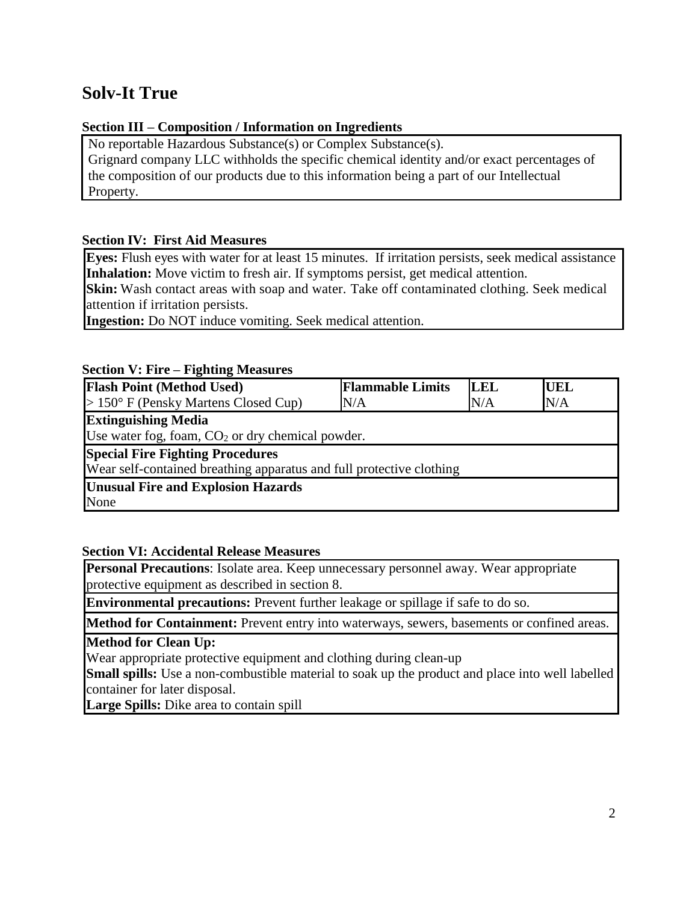# Solv-It True

### Section III – Composition / Information on Ingredients

No reportable Hazardous Substance(s) or Complex Substance(s).
Grignard company LLC withholds the specific chemical identity and/or exact percentages of the composition of our products due to this information being a part of our Intellectual Property.

### Section IV: First Aid Measures

**Eyes:** Flush eyes with water for at least 15 minutes. If irritation persists, seek medical assistance
**Inhalation:** Move victim to fresh air. If symptoms persist, get medical attention.
**Skin:** Wash contact areas with soap and water. Take off contaminated clothing. Seek medical attention if irritation persists.
**Ingestion:** Do NOT induce vomiting. Seek medical attention.

### Section V: Fire – Fighting Measures

| Flash Point (Method Used) | Flammable Limits | LEL | UEL |
|---|---|---|---|
| > 150° F (Pensky Martens Closed Cup) | N/A | N/A | N/A |

**Extinguishing Media**
Use water fog, foam, $CO_2$ or dry chemical powder.

**Special Fire Fighting Procedures**
Wear self-contained breathing apparatus and full protective clothing

**Unusual Fire and Explosion Hazards**
None

### Section VI: Accidental Release Measures

**Personal Precautions**: Isolate area. Keep unnecessary personnel away. Wear appropriate protective equipment as described in section 8.

**Environmental precautions:** Prevent further leakage or spillage if safe to do so.

**Method for Containment:** Prevent entry into waterways, sewers, basements or confined areas.

**Method for Clean Up:**
Wear appropriate protective equipment and clothing during clean-up
**Small spills:** Use a non-combustible material to soak up the product and place into well labelled container for later disposal.
**Large Spills:** Dike area to contain spill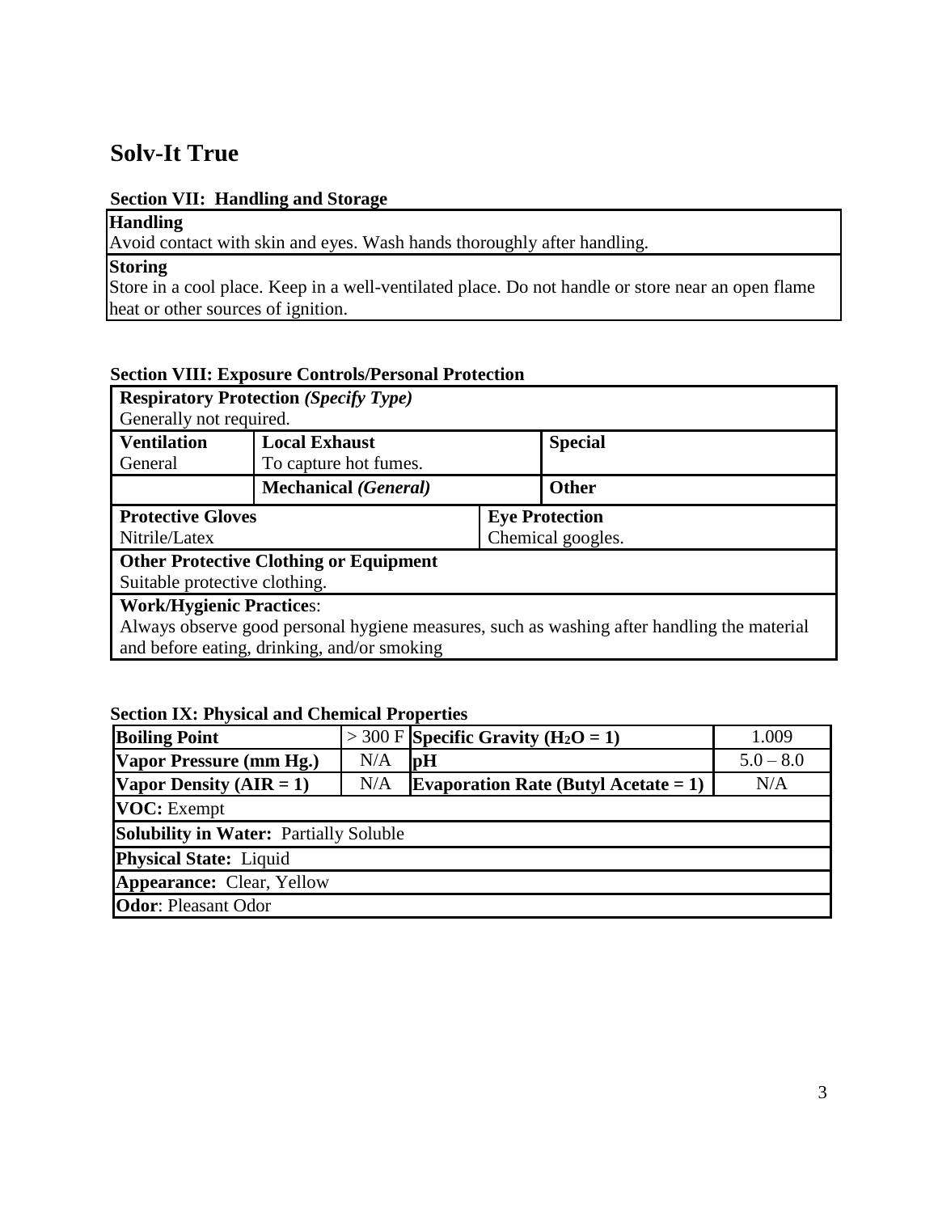# Solv-It True

### Section VII: Handling and Storage

| **Handling** |
| --- |
| Avoid contact with skin and eyes. Wash hands thoroughly after handling. |
| **Storing** |
| Store in a cool place. Keep in a well-ventilated place. Do not handle or store near an open flame heat or other sources of ignition. |

### Section VIII: Exposure Controls/Personal Protection

| **Respiratory Protection** *(Specify Type)* | | |
| --- | --- | --- |
| Generally not required. | | |
| **Ventilation** | **Local Exhaust** | **Special** |
| General | To capture hot fumes. | |
| | **Mechanical** *(General)* | **Other** |
| **Protective Gloves** | | **Eye Protection** |
| Nitrile/Latex | | Chemical googles. |
| **Other Protective Clothing or Equipment** | | |
| Suitable protective clothing. | | |
| **Work/Hygienic Practice**s: | | |
| Always observe good personal hygiene measures, such as washing after handling the material and before eating, drinking, and/or smoking | | |

### Section IX: Physical and Chemical Properties

| **Boiling Point** | > 300 F | **Specific Gravity ($H_2O$ = 1)** | 1.009 |
| --- | --- | --- | --- |
| **Vapor Pressure (mm Hg.)** | N/A | **pH** | 5.0 – 8.0 |
| **Vapor Density (AIR = 1)** | N/A | **Evaporation Rate (Butyl Acetate = 1)** | N/A |
| **VOC:** Exempt | | | |
| **Solubility in Water:** Partially Soluble | | | |
| **Physical State:** Liquid | | | |
| **Appearance:** Clear, Yellow | | | |
| **Odor**: Pleasant Odor | | | |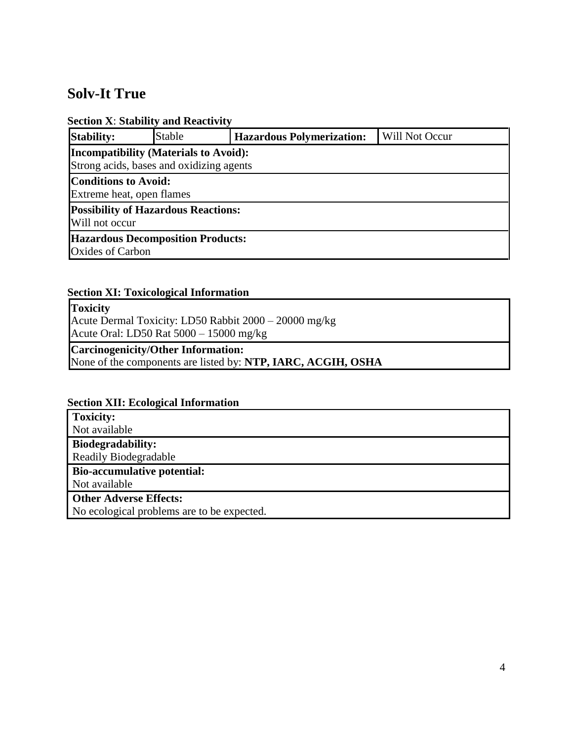# Solv-It True

**Section X**: **Stability and Reactivity**

| **Stability:** | Stable | **Hazardous Polymerization:** | Will Not Occur |
|---|---|---|---|

**Incompatibility (Materials to Avoid):**
Strong acids, bases and oxidizing agents

**Conditions to Avoid:**
Extreme heat, open flames

**Possibility of Hazardous Reactions:**
Will not occur

**Hazardous Decomposition Products:**
Oxides of Carbon

**Section XI: Toxicological Information**

**Toxicity**
Acute Dermal Toxicity: LD50 Rabbit 2000 – 20000 mg/kg
Acute Oral: LD50 Rat 5000 – 15000 mg/kg

**Carcinogenicity/Other Information:**
None of the components are listed by: **NTP, IARC, ACGIH, OSHA**

**Section XII: Ecological Information**

**Toxicity:**
Not available

**Biodegradability:**
Readily Biodegradable

**Bio-accumulative potential:**
Not available

**Other Adverse Effects:**
No ecological problems are to be expected.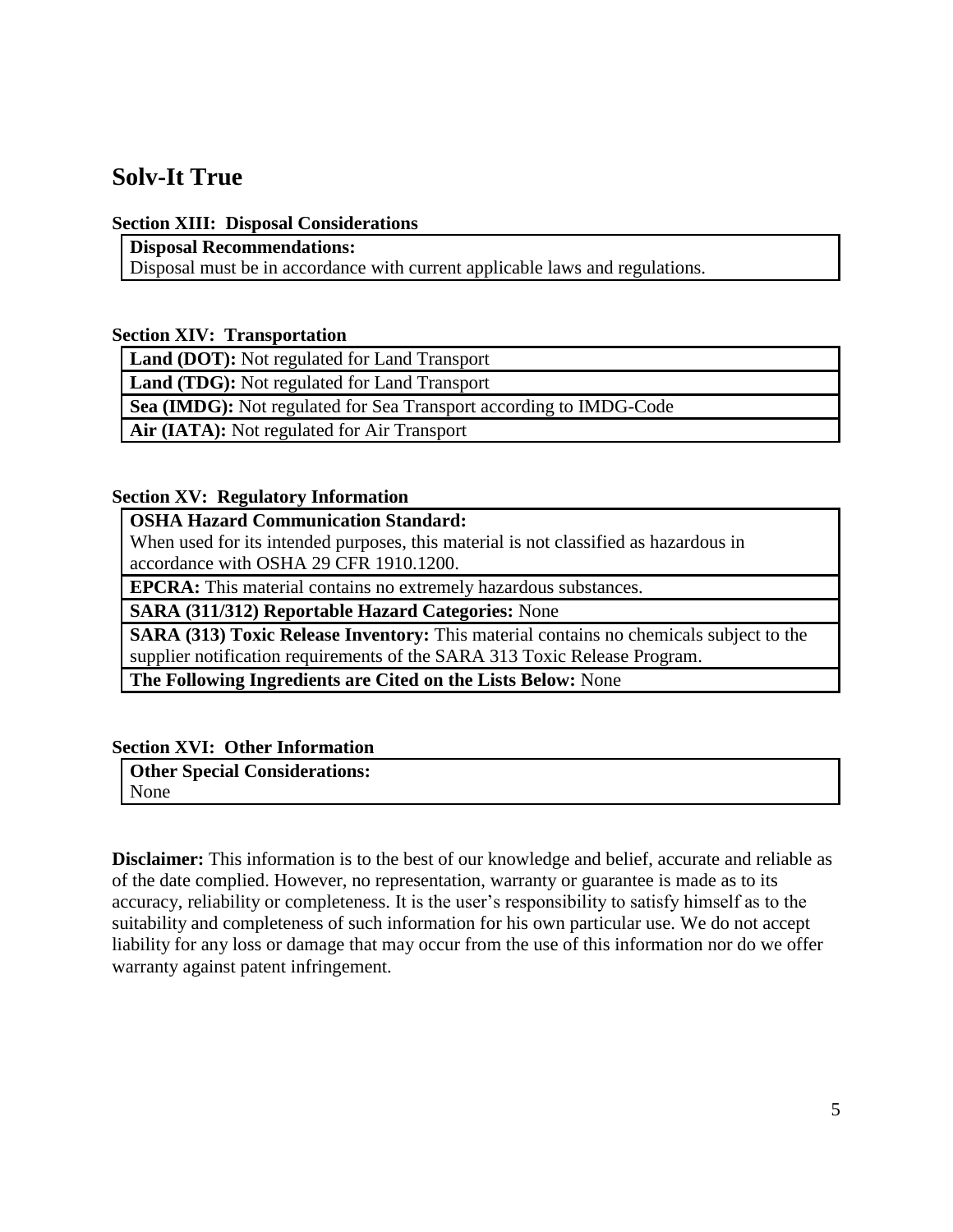# Solv-It True

### Section XIII: Disposal Considerations

| |
|---|
| **Disposal Recommendations:** Disposal must be in accordance with current applicable laws and regulations. |

### Section XIV: Transportation

| |
|---|
| **Land (DOT):** Not regulated for Land Transport |
| **Land (TDG):** Not regulated for Land Transport |
| **Sea (IMDG):** Not regulated for Sea Transport according to IMDG-Code |
| **Air (IATA):** Not regulated for Air Transport |

### Section XV: Regulatory Information

| |
|---|
| **OSHA Hazard Communication Standard:** When used for its intended purposes, this material is not classified as hazardous in accordance with OSHA 29 CFR 1910.1200. |
| **EPCRA:** This material contains no extremely hazardous substances. |
| **SARA (311/312) Reportable Hazard Categories:** None |
| **SARA (313) Toxic Release Inventory:** This material contains no chemicals subject to the supplier notification requirements of the SARA 313 Toxic Release Program. |
| **The Following Ingredients are Cited on the Lists Below:** None |

### Section XVI: Other Information

| |
|---|
| **Other Special Considerations:** None |

**Disclaimer:** This information is to the best of our knowledge and belief, accurate and reliable as of the date complied. However, no representation, warranty or guarantee is made as to its accuracy, reliability or completeness. It is the user's responsibility to satisfy himself as to the suitability and completeness of such information for his own particular use. We do not accept liability for any loss or damage that may occur from the use of this information nor do we offer warranty against patent infringement.